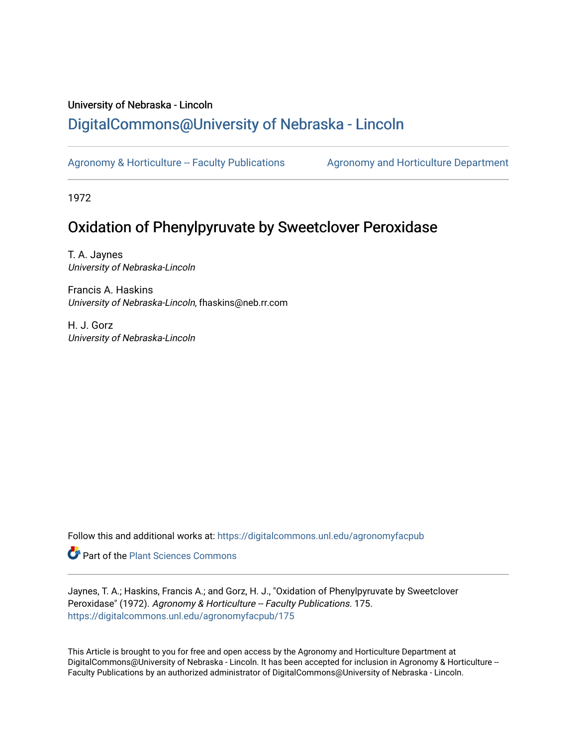University of Nebraska - Lincoln

# DigitalCommons@University of Nebraska - Lincoln

Agronomy & Horticulture -- Faculty Publications

Agronomy and Horticulture Department

1972

## Oxidation of Phenylpyruvate by Sweetclover Peroxidase

T. A. Jaynes
*University of Nebraska-Lincoln*

Francis A. Haskins
*University of Nebraska-Lincoln*, fhaskins@neb.rr.com

H. J. Gorz
*University of Nebraska-Lincoln*

Follow this and additional works at: https://digitalcommons.unl.edu/agronomyfacpub

Part of the Plant Sciences Commons

Jaynes, T. A.; Haskins, Francis A.; and Gorz, H. J., "Oxidation of Phenylpyruvate by Sweetclover Peroxidase" (1972). *Agronomy & Horticulture -- Faculty Publications*. 175.
https://digitalcommons.unl.edu/agronomyfacpub/175

This Article is brought to you for free and open access by the Agronomy and Horticulture Department at DigitalCommons@University of Nebraska - Lincoln. It has been accepted for inclusion in Agronomy & Horticulture -- Faculty Publications by an authorized administrator of DigitalCommons@University of Nebraska - Lincoln.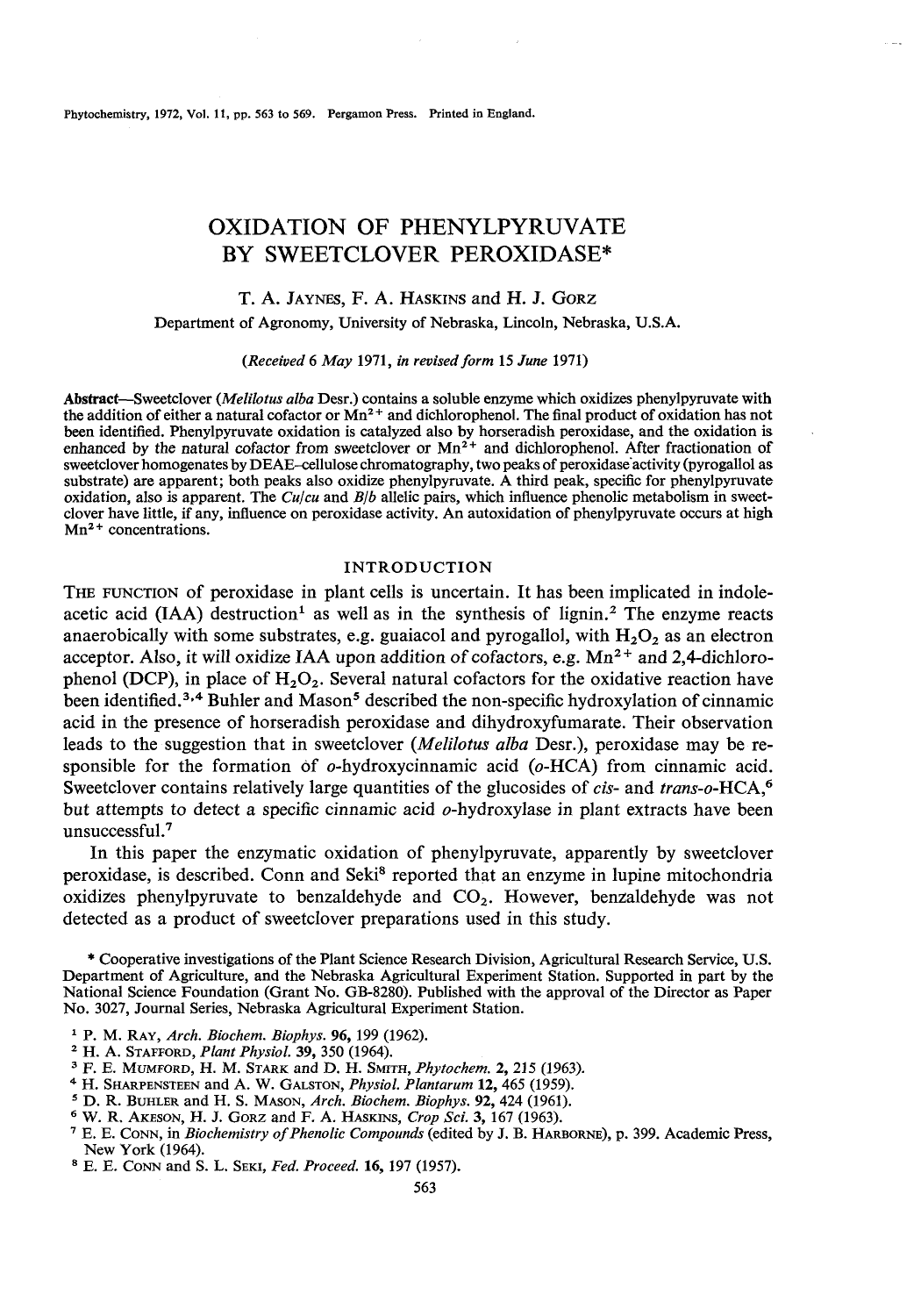# OXIDATION OF PHENYLPYRUVATE BY SWEETCLOVER PEROXIDASE*

T. A. JAYNES, F. A. HASKINS and H. J. GORZ

Department of Agronomy, University of Nebraska, Lincoln, Nebraska, U.S.A.

(*Received* 6 *May* 1971, *in revised form* 15 *June* 1971)

**Abstract**—Sweetclover (*Melilotus alba* Desr.) contains a soluble enzyme which oxidizes phenylpyruvate with the addition of either a natural cofactor or $Mn^{2+}$ and dichlorophenol. The final product of oxidation has not been identified. Phenylpyruvate oxidation is catalyzed also by horseradish peroxidase, and the oxidation is enhanced by the natural cofactor from sweetclover or $Mn^{2+}$ and dichlorophenol. After fractionation of sweetclover homogenates by DEAE–cellulose chromatography, two peaks of peroxidase activity (pyrogallol as substrate) are apparent; both peaks also oxidize phenylpyruvate. A third peak, specific for phenylpyruvate oxidation, also is apparent. The *Cu/cu* and *B/b* allelic pairs, which influence phenolic metabolism in sweetclover have little, if any, influence on peroxidase activity. An autoxidation of phenylpyruvate occurs at high $Mn^{2+}$ concentrations.

## INTRODUCTION

THE FUNCTION of peroxidase in plant cells is uncertain. It has been implicated in indoleacetic acid (IAA) destruction[1] as well as in the synthesis of lignin.[2] The enzyme reacts anaerobically with some substrates, e.g. guaiacol and pyrogallol, with $H_2O_2$ as an electron acceptor. Also, it will oxidize IAA upon addition of cofactors, e.g. $Mn^{2+}$ and 2,4-dichlorophenol (DCP), in place of $H_2O_2$. Several natural cofactors for the oxidative reaction have been identified.[3,4] Buhler and Mason[5] described the non-specific hydroxylation of cinnamic acid in the presence of horseradish peroxidase and dihydroxyfumarate. Their observation leads to the suggestion that in sweetclover (*Melilotus alba* Desr.), peroxidase may be responsible for the formation of *o*-hydroxycinnamic acid (*o*-HCA) from cinnamic acid. Sweetclover contains relatively large quantities of the glucosides of *cis*- and *trans*-*o*-HCA,[6] but attempts to detect a specific cinnamic acid *o*-hydroxylase in plant extracts have been unsuccessful.[7]

In this paper the enzymatic oxidation of phenylpyruvate, apparently by sweetclover peroxidase, is described. Conn and Seki[8] reported that an enzyme in lupine mitochondria oxidizes phenylpyruvate to benzaldehyde and $CO_2$. However, benzaldehyde was not detected as a product of sweetclover preparations used in this study.

\* Cooperative investigations of the Plant Science Research Division, Agricultural Research Service, U.S. Department of Agriculture, and the Nebraska Agricultural Experiment Station. Supported in part by the National Science Foundation (Grant No. GB-8280). Published with the approval of the Director as Paper No. 3027, Journal Series, Nebraska Agricultural Experiment Station.

[1] P. M. RAY, *Arch. Biochem. Biophys.* **96**, 199 (1962).
[2] H. A. STAFFORD, *Plant Physiol.* **39**, 350 (1964).
[3] F. E. MUMFORD, H. M. STARK and D. H. SMITH, *Phytochem.* **2**, 215 (1963).
[4] H. SHARPENSTEEN and A. W. GALSTON, *Physiol. Plantarum* **12**, 465 (1959).
[5] D. R. BUHLER and H. S. MASON, *Arch. Biochem. Biophys.* **92**, 424 (1961).
[6] W. R. AKESON, H. J. GORZ and F. A. HASKINS, *Crop Sci.* **3**, 167 (1963).
[7] E. E. CONN, in *Biochemistry of Phenolic Compounds* (edited by J. B. HARBORNE), p. 399. Academic Press, New York (1964).
[8] E. E. CONN and S. L. SEKI, *Fed. Proceed.* **16**, 197 (1957).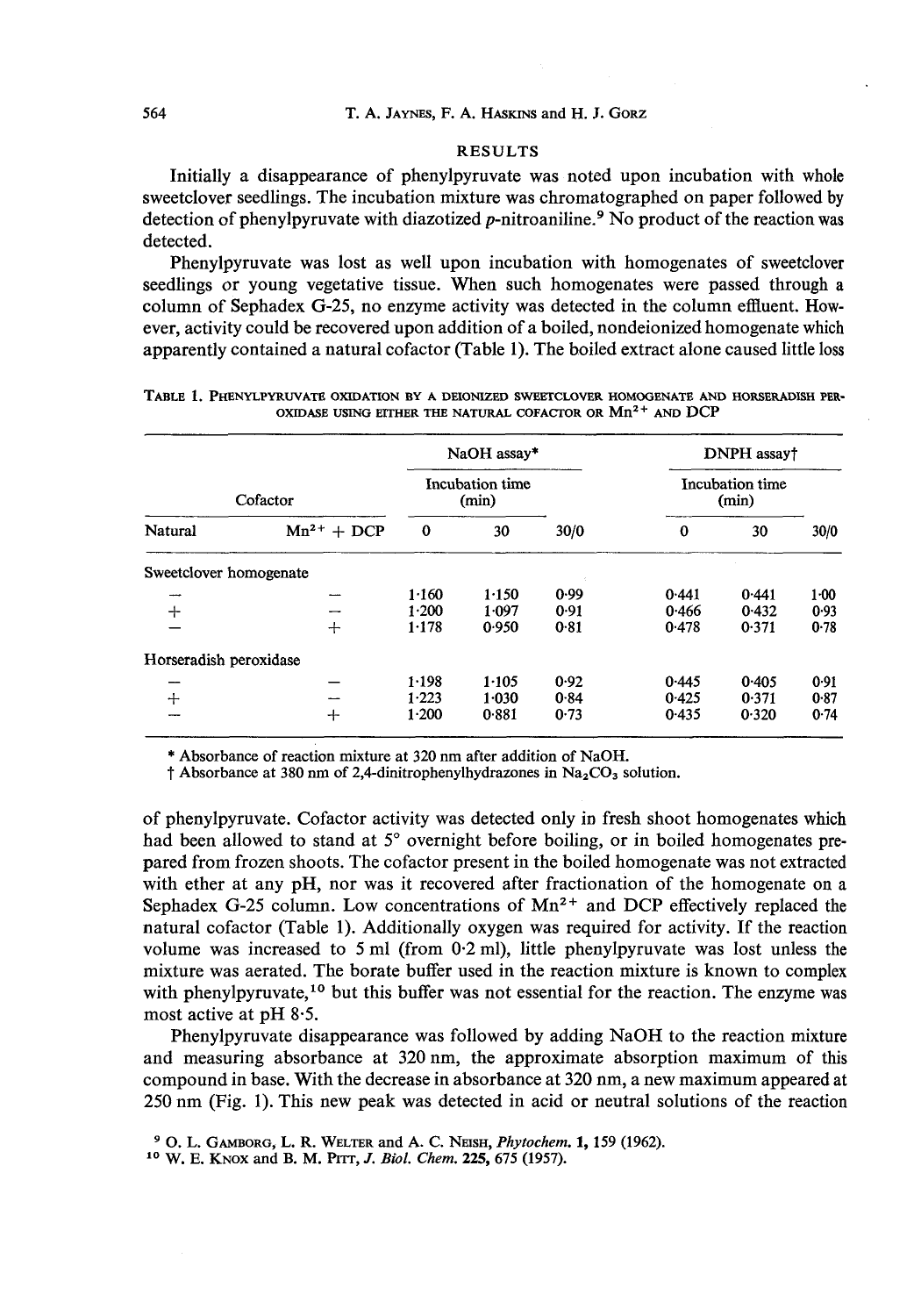## RESULTS

Initially a disappearance of phenylpyruvate was noted upon incubation with whole sweetclover seedlings. The incubation mixture was chromatographed on paper followed by detection of phenylpyruvate with diazotized *p*-nitroaniline.[9] No product of the reaction was detected.

Phenylpyruvate was lost as well upon incubation with homogenates of sweetclover seedlings or young vegetative tissue. When such homogenates were passed through a column of Sephadex G-25, no enzyme activity was detected in the column effluent. However, activity could be recovered upon addition of a boiled, nondeionized homogenate which apparently contained a natural cofactor (Table 1). The boiled extract alone caused little loss of phenylpyruvate. Cofactor activity was detected only in fresh shoot homogenates which had been allowed to stand at 5° overnight before boiling, or in boiled homogenates prepared from frozen shoots. The cofactor present in the boiled homogenate was not extracted with ether at any pH, nor was it recovered after fractionation of the homogenate on a Sephadex G-25 column. Low concentrations of $Mn^{2+}$ and DCP effectively replaced the natural cofactor (Table 1). Additionally oxygen was required for activity. If the reaction volume was increased to 5 ml (from 0·2 ml), little phenylpyruvate was lost unless the mixture was aerated. The borate buffer used in the reaction mixture is known to complex with phenylpyruvate,[10] but this buffer was not essential for the reaction. The enzyme was most active at pH 8·5.

TABLE 1. PHENYLPYRUVATE OXIDATION BY A DEIONIZED SWEETCLOVER HOMOGENATE AND HORSERADISH PEROXIDASE USING EITHER THE NATURAL COFACTOR OR $Mn^{2+}$ AND DCP

| Cofactor | | NaOH assay* | | | DNPH assay† | | |
|---|---|---|---|---|---|---|---|
| | | Incubation time (min) | | | Incubation time (min) | | |
| Natural | $Mn^{2+}$ + DCP | 0 | 30 | 30/0 | 0 | 30 | 30/0 |
| Sweetclover homogenate | | | | | | | |
| – | – | 1·160 | 1·150 | 0·99 | 0·441 | 0·441 | 1·00 |
| + | – | 1·200 | 1·097 | 0·91 | 0·466 | 0·432 | 0·93 |
| – | + | 1·178 | 0·950 | 0·81 | 0·478 | 0·371 | 0·78 |
| Horseradish peroxidase | | | | | | | |
| – | – | 1·198 | 1·105 | 0·92 | 0·445 | 0·405 | 0·91 |
| + | – | 1·223 | 1·030 | 0·84 | 0·425 | 0·371 | 0·87 |
| – | + | 1·200 | 0·881 | 0·73 | 0·435 | 0·320 | 0·74 |

\* Absorbance of reaction mixture at 320 nm after addition of NaOH.

† Absorbance at 380 nm of 2,4-dinitrophenylhydrazones in $Na_2CO_3$ solution.

Phenylpyruvate disappearance was followed by adding NaOH to the reaction mixture and measuring absorbance at 320 nm, the approximate absorption maximum of this compound in base. With the decrease in absorbance at 320 nm, a new maximum appeared at 250 nm (Fig. 1). This new peak was detected in acid or neutral solutions of the reaction

[9] O. L. Gamborg, L. R. Welter and A. C. Neish, *Phytochem.* **1**, 159 (1962).

[10] W. E. Knox and B. M. Pitt, *J. Biol. Chem.* **225**, 675 (1957).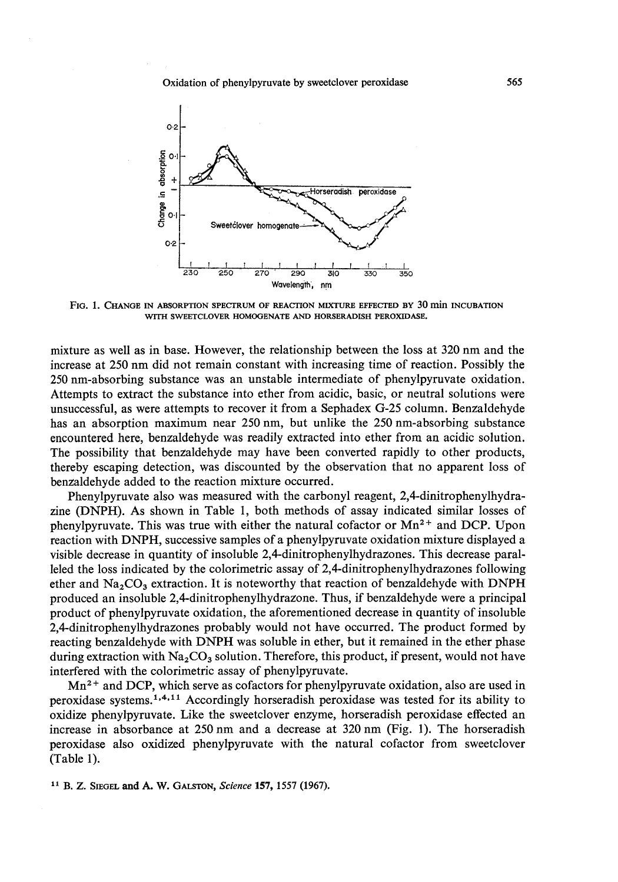FIG. 1. CHANGE IN ABSORPTION SPECTRUM OF REACTION MIXTURE EFFECTED BY 30 min INCUBATION WITH SWEETCLOVER HOMOGENATE AND HORSERADISH PEROXIDASE.

mixture as well as in base. However, the relationship between the loss at 320 nm and the increase at 250 nm did not remain constant with increasing time of reaction. Possibly the 250 nm-absorbing substance was an unstable intermediate of phenylpyruvate oxidation. Attempts to extract the substance into ether from acidic, basic, or neutral solutions were unsuccessful, as were attempts to recover it from a Sephadex G-25 column. Benzaldehyde has an absorption maximum near 250 nm, but unlike the 250 nm-absorbing substance encountered here, benzaldehyde was readily extracted into ether from an acidic solution. The possibility that benzaldehyde may have been converted rapidly to other products, thereby escaping detection, was discounted by the observation that no apparent loss of benzaldehyde added to the reaction mixture occurred.

Phenylpyruvate also was measured with the carbonyl reagent, 2,4-dinitrophenylhydrazine (DNPH). As shown in Table 1, both methods of assay indicated similar losses of phenylpyruvate. This was true with either the natural cofactor or $Mn^{2+}$ and DCP. Upon reaction with DNPH, successive samples of a phenylpyruvate oxidation mixture displayed a visible decrease in quantity of insoluble 2,4-dinitrophenylhydrazones. This decrease paralleled the loss indicated by the colorimetric assay of 2,4-dinitrophenylhydrazones following ether and $Na_2CO_3$ extraction. It is noteworthy that reaction of benzaldehyde with DNPH produced an insoluble 2,4-dinitrophenylhydrazone. Thus, if benzaldehyde were a principal product of phenylpyruvate oxidation, the aforementioned decrease in quantity of insoluble 2,4-dinitrophenylhydrazones probably would not have occurred. The product formed by reacting benzaldehyde with DNPH was soluble in ether, but it remained in the ether phase during extraction with $Na_2CO_3$ solution. Therefore, this product, if present, would not have interfered with the colorimetric assay of phenylpyruvate.

$Mn^{2+}$ and DCP, which serve as cofactors for phenylpyruvate oxidation, also are used in peroxidase systems.[1,4,11] Accordingly horseradish peroxidase was tested for its ability to oxidize phenylpyruvate. Like the sweetclover enzyme, horseradish peroxidase effected an increase in absorbance at 250 nm and a decrease at 320 nm (Fig. 1). The horseradish peroxidase also oxidized phenylpyruvate with the natural cofactor from sweetclover (Table 1).

[11] B. Z. SIEGEL and A. W. GALSTON, *Science* **157**, 1557 (1967).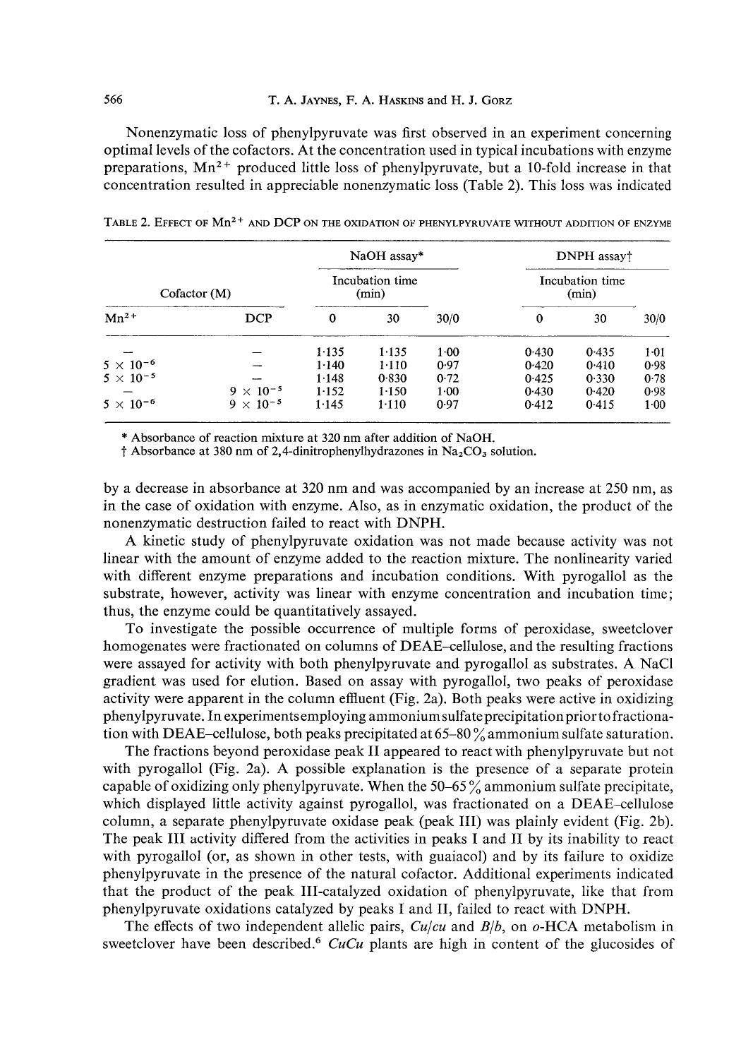Nonenzymatic loss of phenylpyruvate was first observed in an experiment concerning optimal levels of the cofactors. At the concentration used in typical incubations with enzyme preparations, $Mn^{2+}$ produced little loss of phenylpyruvate, but a 10-fold increase in that concentration resulted in appreciable nonenzymatic loss (Table 2). This loss was indicated by a decrease in absorbance at 320 nm and was accompanied by an increase at 250 nm, as in the case of oxidation with enzyme. Also, as in enzymatic oxidation, the product of the nonenzymatic destruction failed to react with DNPH.

TABLE 2. EFFECT OF $Mn^{2+}$ AND DCP ON THE OXIDATION OF PHENYLPYRUVATE WITHOUT ADDITION OF ENZYME

| Cofactor (M) | | NaOH assay* | | | DNPH assay† | | |
|---|---|---|---|---|---|---|---|
| | | Incubation time (min) | | | Incubation time (min) | | |
| $Mn^{2+}$ | DCP | 0 | 30 | 30/0 | 0 | 30 | 30/0 |
| — | — | 1·135 | 1·135 | 1·00 | 0·430 | 0·435 | 1·01 |
| $5 \times 10^{-6}$ | — | 1·140 | 1·110 | 0·97 | 0·420 | 0·410 | 0·98 |
| $5 \times 10^{-5}$ | — | 1·148 | 0·830 | 0·72 | 0·425 | 0·330 | 0·78 |
| — | $9 \times 10^{-5}$ | 1·152 | 1·150 | 1·00 | 0·430 | 0·420 | 0·98 |
| $5 \times 10^{-6}$ | $9 \times 10^{-5}$ | 1·145 | 1·110 | 0·97 | 0·412 | 0·415 | 1·00 |

\* Absorbance of reaction mixture at 320 nm after addition of NaOH.

† Absorbance at 380 nm of 2,4-dinitrophenylhydrazones in $Na_2CO_3$ solution.

A kinetic study of phenylpyruvate oxidation was not made because activity was not linear with the amount of enzyme added to the reaction mixture. The nonlinearity varied with different enzyme preparations and incubation conditions. With pyrogallol as the substrate, however, activity was linear with enzyme concentration and incubation time; thus, the enzyme could be quantitatively assayed.

To investigate the possible occurrence of multiple forms of peroxidase, sweetclover homogenates were fractionated on columns of DEAE–cellulose, and the resulting fractions were assayed for activity with both phenylpyruvate and pyrogallol as substrates. A NaCl gradient was used for elution. Based on assay with pyrogallol, two peaks of peroxidase activity were apparent in the column effluent (Fig. 2a). Both peaks were active in oxidizing phenylpyruvate. In experiments employing ammonium sulfate precipitation prior to fractionation with DEAE–cellulose, both peaks precipitated at 65–80% ammonium sulfate saturation.

The fractions beyond peroxidase peak II appeared to react with phenylpyruvate but not with pyrogallol (Fig. 2a). A possible explanation is the presence of a separate protein capable of oxidizing only phenylpyruvate. When the 50–65% ammonium sulfate precipitate, which displayed little activity against pyrogallol, was fractionated on a DEAE–cellulose column, a separate phenylpyruvate oxidase peak (peak III) was plainly evident (Fig. 2b). The peak III activity differed from the activities in peaks I and II by its inability to react with pyrogallol (or, as shown in other tests, with guaiacol) and by its failure to oxidize phenylpyruvate in the presence of the natural cofactor. Additional experiments indicated that the product of the peak III-catalyzed oxidation of phenylpyruvate, like that from phenylpyruvate oxidations catalyzed by peaks I and II, failed to react with DNPH.

The effects of two independent allelic pairs, *Cu*/*cu* and *B*/*b*, on *o*-HCA metabolism in sweetclover have been described.[6] *CuCu* plants are high in content of the glucosides of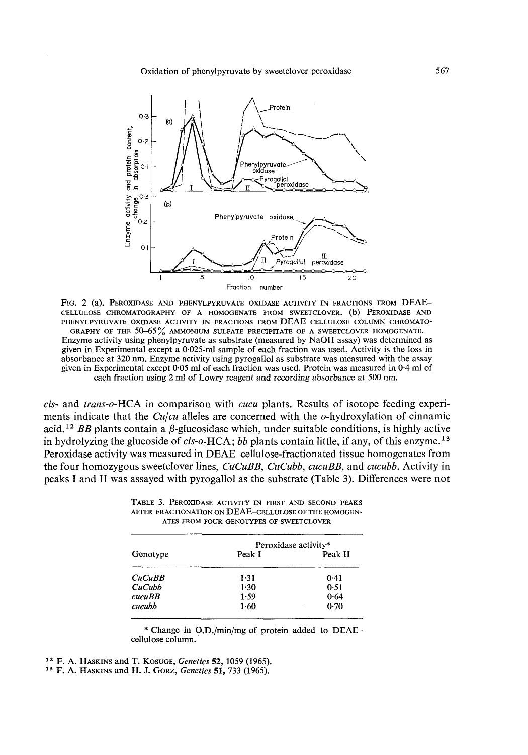FIG. 2 (a). PEROXIDASE AND PHENYLPYRUVATE OXIDASE ACTIVITY IN FRACTIONS FROM DEAE–CELLULOSE CHROMATOGRAPHY OF A HOMOGENATE FROM SWEETCLOVER. (b) PEROXIDASE AND PHENYLPYRUVATE OXIDASE ACTIVITY IN FRACTIONS FROM DEAE–CELLULOSE COLUMN CHROMATOGRAPHY OF THE 50–65% AMMONIUM SULFATE PRECIPITATE OF A SWEETCLOVER HOMOGENATE. Enzyme activity using phenylpyruvate as substrate (measured by NaOH assay) was determined as given in Experimental except a 0·025-ml sample of each fraction was used. Activity is the loss in absorbance at 320 nm. Enzyme activity using pyrogallol as substrate was measured with the assay given in Experimental except 0·05 ml of each fraction was used. Protein was measured in 0·4 ml of each fraction using 2 ml of Lowry reagent and recording absorbance at 500 nm.

*cis*- and *trans*-*o*-HCA in comparison with *cucu* plants. Results of isotope feeding experiments indicate that the *Cu*/*cu* alleles are concerned with the *o*-hydroxylation of cinnamic acid.[12] *BB* plants contain a β-glucosidase which, under suitable conditions, is highly active in hydrolyzing the glucoside of *cis*-*o*-HCA; *bb* plants contain little, if any, of this enzyme.[13] Peroxidase activity was measured in DEAE-cellulose-fractionated tissue homogenates from the four homozygous sweetclover lines, *CuCuBB*, *CuCubb*, *cucuBB*, and *cucubb*. Activity in peaks I and II was assayed with pyrogallol as the substrate (Table 3). Differences were not

TABLE 3. PEROXIDASE ACTIVITY IN FIRST AND SECOND PEAKS AFTER FRACTIONATION ON DEAE–CELLULOSE OF THE HOMOGENATES FROM FOUR GENOTYPES OF SWEETCLOVER

| Genotype | Peroxidase activity* | |
|---|---|---|
| | Peak I | Peak II |
| *CuCuBB* | 1·31 | 0·41 |
| *CuCubb* | 1·30 | 0·51 |
| *cucuBB* | 1·59 | 0·64 |
| *cucubb* | 1·60 | 0·70 |

* Change in O.D./min/mg of protein added to DEAE–cellulose column.

[12] F. A. HASKINS and T. KOSUGE, *Genetics* **52**, 1059 (1965).

[13] F. A. HASKINS and H. J. GORZ, *Genetics* **51**, 733 (1965).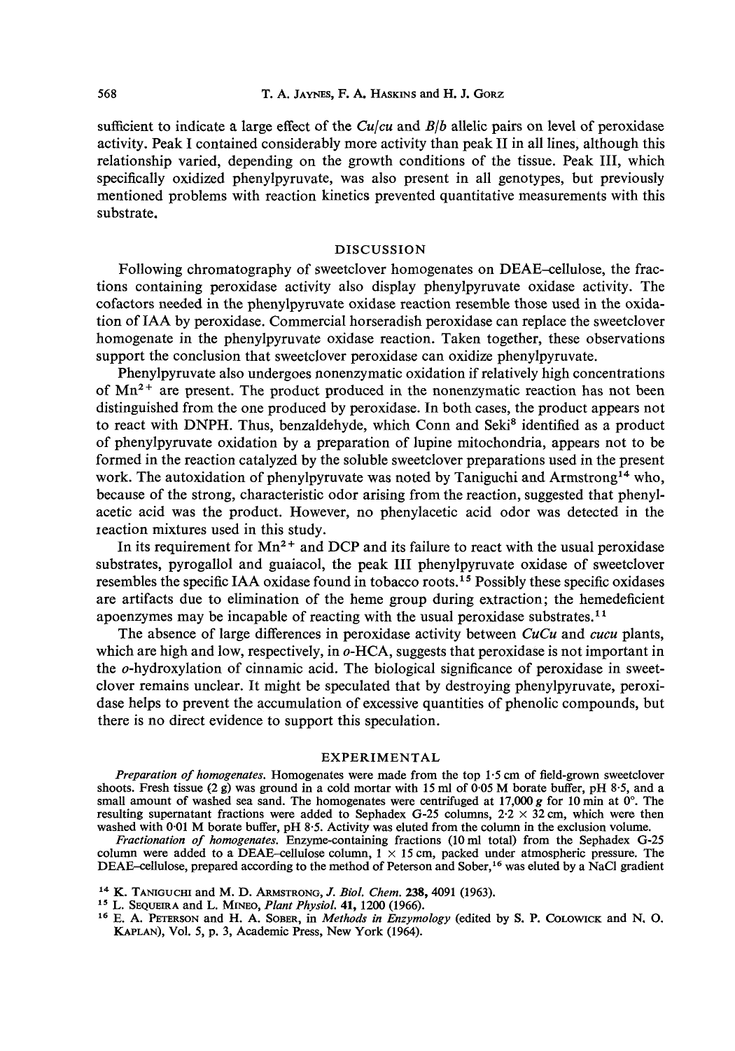sufficient to indicate a large effect of the *Cu/cu* and *B/b* allelic pairs on level of peroxidase activity. Peak I contained considerably more activity than peak II in all lines, although this relationship varied, depending on the growth conditions of the tissue. Peak III, which specifically oxidized phenylpyruvate, was also present in all genotypes, but previously mentioned problems with reaction kinetics prevented quantitative measurements with this substrate.

## DISCUSSION

Following chromatography of sweetclover homogenates on DEAE–cellulose, the fractions containing peroxidase activity also display phenylpyruvate oxidase activity. The cofactors needed in the phenylpyruvate oxidase reaction resemble those used in the oxidation of IAA by peroxidase. Commercial horseradish peroxidase can replace the sweetclover homogenate in the phenylpyruvate oxidase reaction. Taken together, these observations support the conclusion that sweetclover peroxidase can oxidize phenylpyruvate.

Phenylpyruvate also undergoes nonenzymatic oxidation if relatively high concentrations of $Mn^{2+}$ are present. The product produced in the nonenzymatic reaction has not been distinguished from the one produced by peroxidase. In both cases, the product appears not to react with DNPH. Thus, benzaldehyde, which Conn and Seki[8] identified as a product of phenylpyruvate oxidation by a preparation of lupine mitochondria, appears not to be formed in the reaction catalyzed by the soluble sweetclover preparations used in the present work. The autoxidation of phenylpyruvate was noted by Taniguchi and Armstrong[14] who, because of the strong, characteristic odor arising from the reaction, suggested that phenylacetic acid was the product. However, no phenylacetic acid odor was detected in the reaction mixtures used in this study.

In its requirement for $Mn^{2+}$ and DCP and its failure to react with the usual peroxidase substrates, pyrogallol and guaiacol, the peak III phenylpyruvate oxidase of sweetclover resembles the specific IAA oxidase found in tobacco roots.[15] Possibly these specific oxidases are artifacts due to elimination of the heme group during extraction; the hemedeficient apoenzymes may be incapable of reacting with the usual peroxidase substrates.[11]

The absence of large differences in peroxidase activity between *CuCu* and *cucu* plants, which are high and low, respectively, in *o*-HCA, suggests that peroxidase is not important in the *o*-hydroxylation of cinnamic acid. The biological significance of peroxidase in sweetclover remains unclear. It might be speculated that by destroying phenylpyruvate, peroxidase helps to prevent the accumulation of excessive quantities of phenolic compounds, but there is no direct evidence to support this speculation.

## EXPERIMENTAL

*Preparation of homogenates.* Homogenates were made from the top 1·5 cm of field-grown sweetclover shoots. Fresh tissue (2 g) was ground in a cold mortar with 15 ml of 0·05 M borate buffer, pH 8·5, and a small amount of washed sea sand. The homogenates were centrifuged at 17,000 *g* for 10 min at 0°. The resulting supernatant fractions were added to Sephadex G-25 columns, 2·2 × 32 cm, which were then washed with 0·01 M borate buffer, pH 8·5. Activity was eluted from the column in the exclusion volume.

*Fractionation of homogenates.* Enzyme-containing fractions (10 ml total) from the Sephadex G-25 column were added to a DEAE–cellulose column, 1 × 15 cm, packed under atmospheric pressure. The DEAE–cellulose, prepared according to the method of Peterson and Sober,[16] was eluted by a NaCl gradient

[14] K. Taniguchi and M. D. Armstrong, *J. Biol. Chem.* **238**, 4091 (1963).

[15] L. Sequeira and L. Mineo, *Plant Physiol.* **41**, 1200 (1966).

[16] E. A. Peterson and H. A. Sober, in *Methods in Enzymology* (edited by S. P. Colowick and N. O. Kaplan), Vol. 5, p. 3, Academic Press, New York (1964).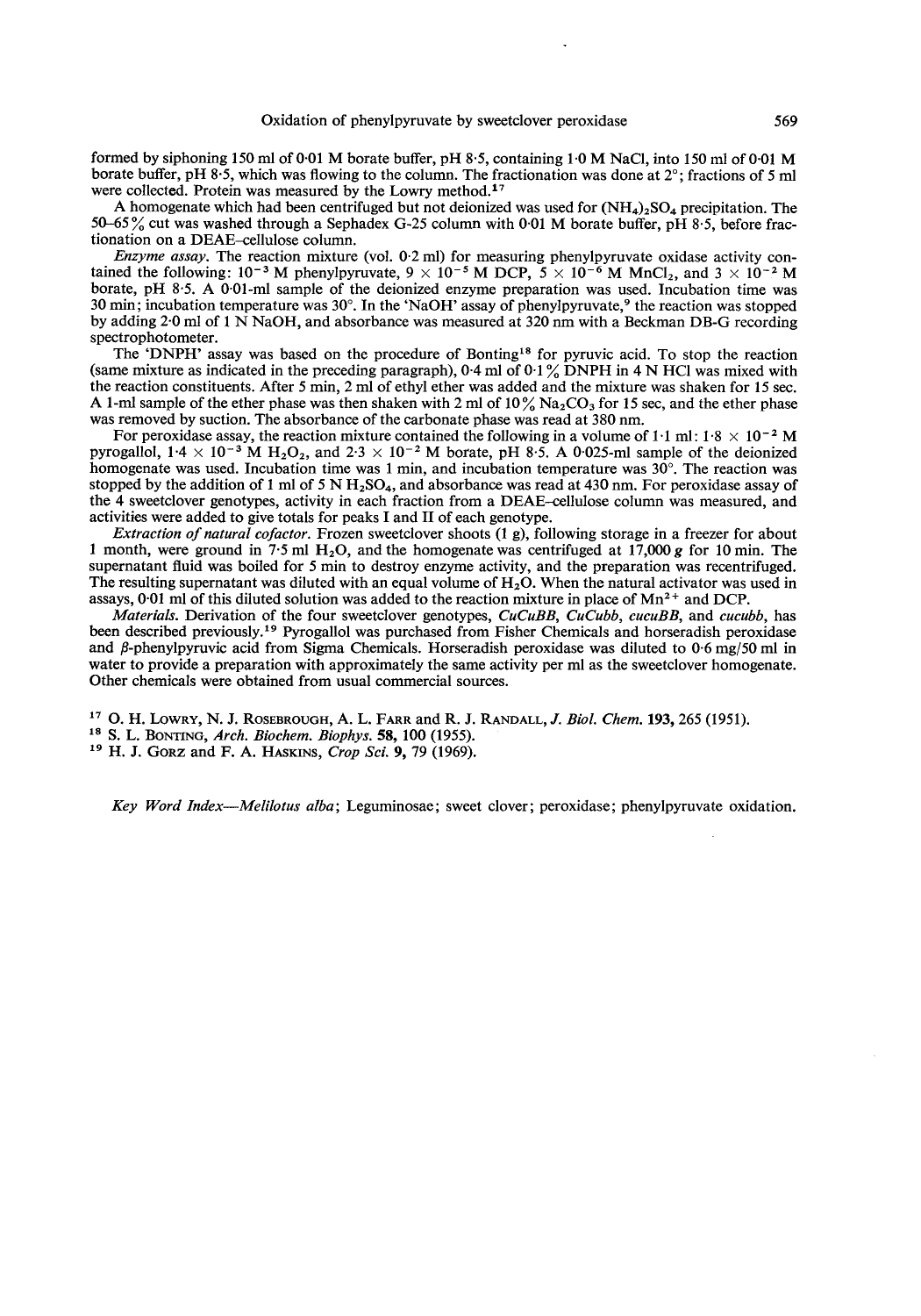formed by siphoning 150 ml of 0·01 M borate buffer, pH 8·5, containing 1·0 M NaCl, into 150 ml of 0·01 M borate buffer, pH 8·5, which was flowing to the column. The fractionation was done at 2°; fractions of 5 ml were collected. Protein was measured by the Lowry method.[17]

A homogenate which had been centrifuged but not deionized was used for $(NH_4)_2SO_4$ precipitation. The 50–65% cut was washed through a Sephadex G-25 column with 0·01 M borate buffer, pH 8·5, before fractionation on a DEAE-cellulose column.

*Enzyme assay.* The reaction mixture (vol. 0·2 ml) for measuring phenylpyruvate oxidase activity contained the following: $10^{-3}$ M phenylpyruvate, $9 \times 10^{-5}$ M DCP, $5 \times 10^{-6}$ M $MnCl_2$, and $3 \times 10^{-2}$ M borate, pH 8·5. A 0·01-ml sample of the deionized enzyme preparation was used. Incubation time was 30 min; incubation temperature was 30°. In the 'NaOH' assay of phenylpyruvate,[9] the reaction was stopped by adding 2·0 ml of 1 N NaOH, and absorbance was measured at 320 nm with a Beckman DB-G recording spectrophotometer.

The 'DNPH' assay was based on the procedure of Bonting[18] for pyruvic acid. To stop the reaction (same mixture as indicated in the preceding paragraph), 0·4 ml of 0·1% DNPH in 4 N HCl was mixed with the reaction constituents. After 5 min, 2 ml of ethyl ether was added and the mixture was shaken for 15 sec. A 1-ml sample of the ether phase was then shaken with 2 ml of 10% $Na_2CO_3$ for 15 sec, and the ether phase was removed by suction. The absorbance of the carbonate phase was read at 380 nm.

For peroxidase assay, the reaction mixture contained the following in a volume of 1·1 ml: $1·8 \times 10^{-2}$ M pyrogallol, $1·4 \times 10^{-3}$ M $H_2O_2$, and $2·3 \times 10^{-2}$ M borate, pH 8·5. A 0·025-ml sample of the deionized homogenate was used. Incubation time was 1 min, and incubation temperature was 30°. The reaction was stopped by the addition of 1 ml of 5 N $H_2SO_4$, and absorbance was read at 430 nm. For peroxidase assay of the 4 sweetclover genotypes, activity in each fraction from a DEAE-cellulose column was measured, and activities were added to give totals for peaks I and II of each genotype.

*Extraction of natural cofactor.* Frozen sweetclover shoots (1 g), following storage in a freezer for about 1 month, were ground in 7·5 ml $H_2O$, and the homogenate was centrifuged at 17,000 *g* for 10 min. The supernatant fluid was boiled for 5 min to destroy enzyme activity, and the preparation was recentrifuged. The resulting supernatant was diluted with an equal volume of $H_2O$. When the natural activator was used in assays, 0·01 ml of this diluted solution was added to the reaction mixture in place of $Mn^{2+}$ and DCP.

*Materials.* Derivation of the four sweetclover genotypes, *CuCuBB*, *CuCubb*, *cucuBB*, and *cucubb*, has been described previously.[19] Pyrogallol was purchased from Fisher Chemicals and horseradish peroxidase and β-phenylpyruvic acid from Sigma Chemicals. Horseradish peroxidase was diluted to 0·6 mg/50 ml in water to provide a preparation with approximately the same activity per ml as the sweetclover homogenate. Other chemicals were obtained from usual commercial sources.

[17] O. H. Lowry, N. J. Rosebrough, A. L. Farr and R. J. Randall, *J. Biol. Chem.* **193**, 265 (1951).

[18] S. L. Bonting, *Arch. Biochem. Biophys.* **58**, 100 (1955).

[19] H. J. Gorz and F. A. Haskins, *Crop Sci.* **9**, 79 (1969).

*Key Word Index*—*Melilotus alba*; Leguminosae; sweet clover; peroxidase; phenylpyruvate oxidation.